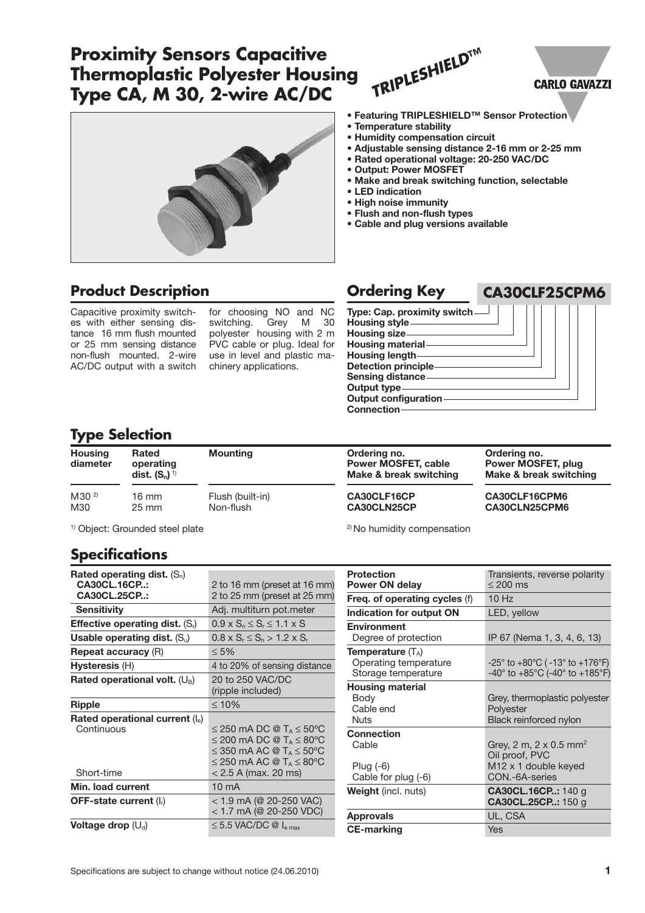# Proximity Sensors Capacitive Thermoplastic Polyester Housing Type CA, M 30, 2-wire AC/DC

TRIPLESHIELD™

CARLO GAVAZZI

- **Featuring TRIPLESHIELD™ Sensor Protection**
- **Temperature stability**
- **Humidity compensation circuit**
- **Adjustable sensing distance 2-16 mm or 2-25 mm**
- **Rated operational voltage: 20-250 VAC/DC**
- **Output: Power MOSFET**
- **Make and break switching function, selectable**
- **LED indication**
- **High noise immunity**
- **Flush and non-flush types**
- **Cable and plug versions available**

## Product Description

Capacitive proximity switches with either sensing distance 16 mm flush mounted or 25 mm sensing distance non-flush mounted. 2-wire AC/DC output with a switch for choosing NO and NC switching. Grey M 30 polyester housing with 2 m PVC cable or plug. Ideal for use in level and plastic machinery applications.

## Ordering Key

**CA30CLF25CPM6**

- Type: Cap. proximity switch
- Housing style
- Housing size
- Housing material
- Housing length
- Detection principle
- Sensing distance
- Output type
- Output configuration
- Connection

## Type Selection

| Housing diameter | Rated operating dist. ($S_n$) [1] | Mounting | Ordering no. Power MOSFET, cable Make & break switching | Ordering no. Power MOSFET, plug Make & break switching |
|---|---|---|---|---|
| M30 [2] | 16 mm | Flush (built-in) | CA30CLF16CP | CA30CLF16CPM6 |
| M30 | 25 mm | Non-flush | CA30CLN25CP | CA30CLN25CPM6 |

[1] Object: Grounded steel plate

[2] No humidity compensation

## Specifications

| Parameter | Value |
|---|---|
| **Rated operating dist.** ($S_n$) | |
| **CA30CL.16CP..:** | 2 to 16 mm (preset at 16 mm) |
| **CA30CL.25CP..:** | 2 to 25 mm (preset at 25 mm) |
| **Sensitivity** | Adj. multiturn pot.meter |
| **Effective operating dist.** ($S_r$) | $0.9 \times S_n \leq S_r \leq 1.1 \times S$ |
| **Usable operating dist.** ($S_u$) | $0.8 \times S_r \leq S_n > 1.2 \times S_r$ |
| **Repeat accuracy** (R) | ≤ 5% |
| **Hysteresis** (H) | 4 to 20% of sensing distance |
| **Rated operational volt.** ($U_B$) | 20 to 250 VAC/DC (ripple included) |
| **Ripple** | ≤ 10% |
| **Rated operational current** ($I_e$) | |
| Continuous | ≤ 250 mA DC @ $T_A \leq 50$°C<br>≤ 200 mA DC @ $T_A \leq 80$°C<br>≤ 350 mA AC @ $T_A \leq 50$°C<br>≤ 250 mA AC @ $T_A \leq 80$°C |
| Short-time | < 2.5 A (max. 20 ms) |
| **Min. load current** | 10 mA |
| **OFF-state current** ($I_r$) | < 1.9 mA (@ 20-250 VAC)<br>< 1.7 mA (@ 20-250 VDC) |
| **Voltage drop** ($U_d$) | ≤ 5.5 VAC/DC @ $I_{e\,max}$ |
| **Protection** | Transients, reverse polarity |
| **Power ON delay** | ≤ 200 ms |
| **Freq. of operating cycles** (f) | 10 Hz |
| **Indication for output ON** | LED, yellow |
| **Environment** | |
| Degree of protection | IP 67 (Nema 1, 3, 4, 6, 13) |
| **Temperature** ($T_A$) | |
| Operating temperature | -25° to +80°C (-13° to +176°F) |
| Storage temperature | -40° to +85°C (-40° to +185°F) |
| **Housing material** | |
| Body | Grey, thermoplastic polyester |
| Cable end | Polyester |
| Nuts | Black reinforced nylon |
| **Connection** | |
| Cable | Grey, 2 m, 2 x 0.5 mm² Oil proof, PVC |
| Plug (-6) | M12 x 1 double keyed |
| Cable for plug (-6) | CON.-6A-series |
| **Weight** (incl. nuts) | **CA30CL.16CP..:** 140 g<br>**CA30CL.25CP..:** 150 g |
| **Approvals** | UL, CSA |
| **CE-marking** | Yes |

Specifications are subject to change without notice (24.06.2010)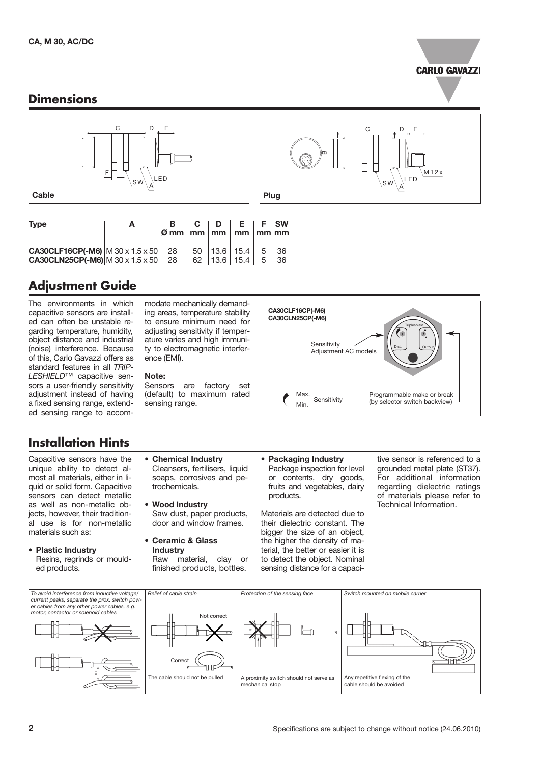## Dimensions

Cable

Plug

| Type | A | B Ø mm | C mm | D mm | E mm | F mm | SW mm |
|---|---|---|---|---|---|---|---|
| **CA30CLF16CP(-M6)** | M 30 x 1.5 x 50 | 28 | 50 | 13.6 | 15.4 | 5 | 36 |
| **CA30CLN25CP(-M6)** | M 30 x 1.5 x 50 | 28 | 62 | 13.6 | 15.4 | 5 | 36 |

## Adjustment Guide

The environments in which capacitive sensors are installed can often be unstable regarding temperature, humidity, object distance and industrial (noise) interference. Because of this, Carlo Gavazzi offers as standard features in all *TRIPLESHIELD*™ capacitive sensors a user-friendly sensitivity adjustment instead of having a fixed sensing range, extended sensing range to accommodate mechanically demanding areas, temperature stability to ensure minimum need for adjusting sensitivity if temperature varies and high immunity to electromagnetic interference (EMI).

**Note:**
Sensors are factory set (default) to maximum rated sensing range.

**CA30CLF16CP(-M6)**
**CA30CLN25CP(-M6)**

Sensitivity Adjustment AC models

Max. / Min. Sensitivity

Programmable make or break (by selector switch backview)

## Installation Hints

Capacitive sensors have the unique ability to detect almost all materials, either in liquid or solid form. Capacitive sensors can detect metallic as well as non-metallic objects, however, their traditional use is for non-metallic materials such as:

- **Plastic Industry**
  Resins, regrinds or moulded products.
- **Chemical Industry**
  Cleansers, fertilisers, liquid soaps, corrosives and petrochemicals.
- **Wood Industry**
  Saw dust, paper products, door and window frames.
- **Ceramic & Glass Industry**
  Raw material, clay or finished products, bottles.
- **Packaging Industry**
  Package inspection for level or contents, dry goods, fruits and vegetables, dairy products.

Materials are detected due to their dielectric constant. The bigger the size of an object, the higher the density of material, the better or easier it is to detect the object. Nominal sensing distance for a capacitive sensor is referenced to a grounded metal plate (ST37). For additional information regarding dielectric ratings of materials please refer to Technical Information.

*To avoid interference from inductive voltage/current peaks, separate the prox. switch power cables from any other power cables, e.g. motor, contactor or solenoid cables*

*Relief of cable strain*

Not correct

Correct

The cable should not be pulled

*Protection of the sensing face*

A proximity switch should not serve as mechanical stop

*Switch mounted on mobile carrier*

Any repetitive flexing of the cable should be avoided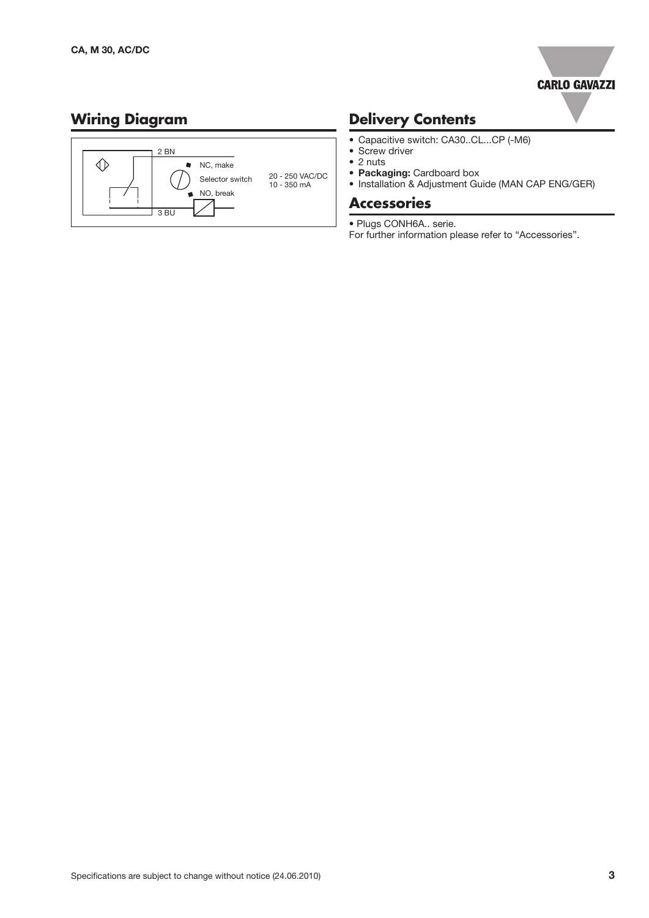## Wiring Diagram

2 BN

NC, make

Selector switch

NO, break

3 BU

20 - 250 VAC/DC
10 - 350 mA

## Delivery Contents

- Capacitive switch: CA30..CL...CP (-M6)
- Screw driver
- 2 nuts
- **Packaging:** Cardboard box
- Installation & Adjustment Guide (MAN CAP ENG/GER)

## Accessories

- Plugs CONH6A.. serie.

For further information please refer to "Accessories".